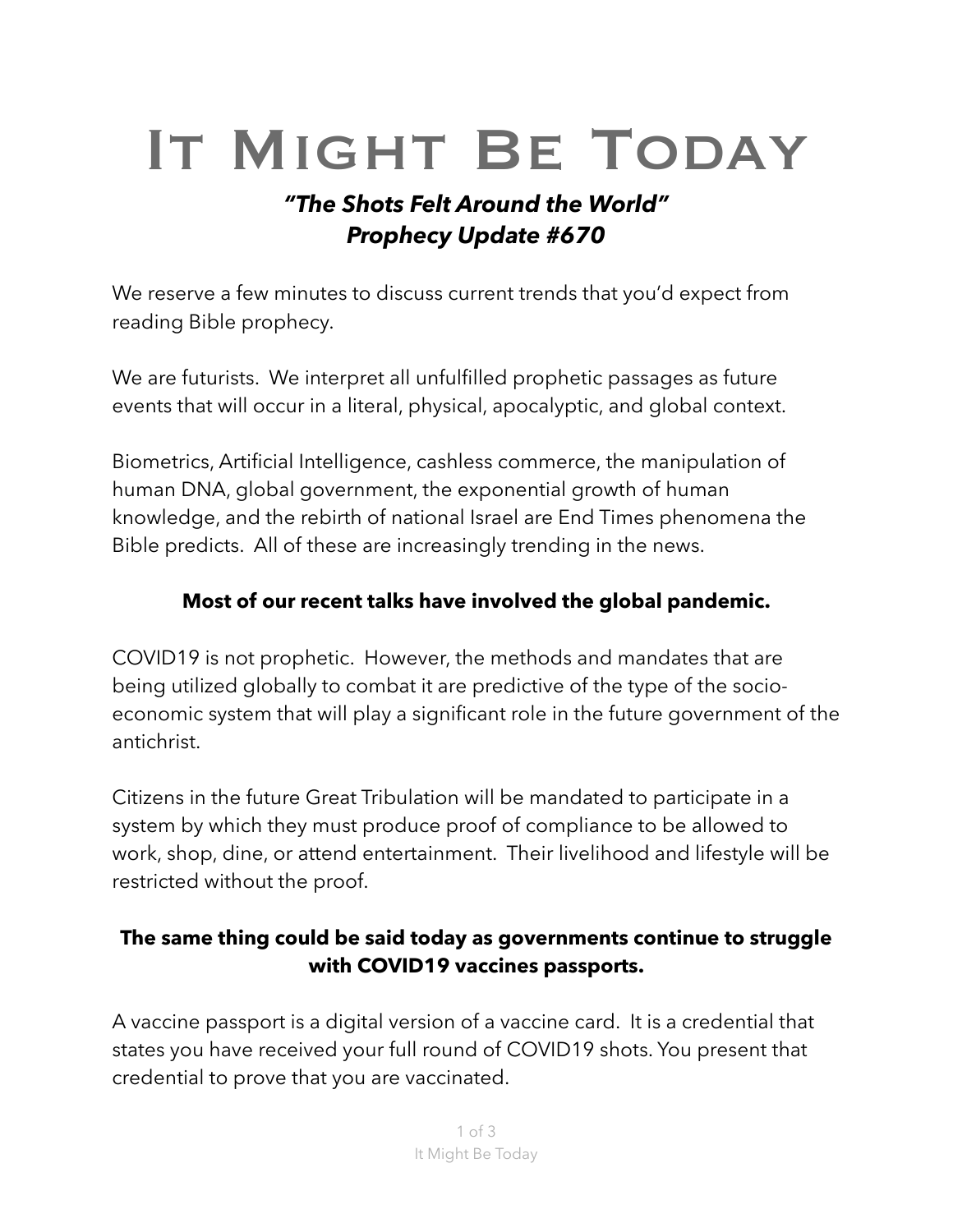# It Might Be Today

### *"The Shots Felt Around the World"*
### *Prophecy Update #670*

We reserve a few minutes to discuss current trends that you'd expect from reading Bible prophecy.

We are futurists. We interpret all unfulfilled prophetic passages as future events that will occur in a literal, physical, apocalyptic, and global context.

Biometrics, Artificial Intelligence, cashless commerce, the manipulation of human DNA, global government, the exponential growth of human knowledge, and the rebirth of national Israel are End Times phenomena the Bible predicts. All of these are increasingly trending in the news.

**Most of our recent talks have involved the global pandemic.**

COVID19 is not prophetic. However, the methods and mandates that are being utilized globally to combat it are predictive of the type of the socio-economic system that will play a significant role in the future government of the antichrist.

Citizens in the future Great Tribulation will be mandated to participate in a system by which they must produce proof of compliance to be allowed to work, shop, dine, or attend entertainment. Their livelihood and lifestyle will be restricted without the proof.

**The same thing could be said today as governments continue to struggle with COVID19 vaccines passports.**

A vaccine passport is a digital version of a vaccine card. It is a credential that states you have received your full round of COVID19 shots. You present that credential to prove that you are vaccinated.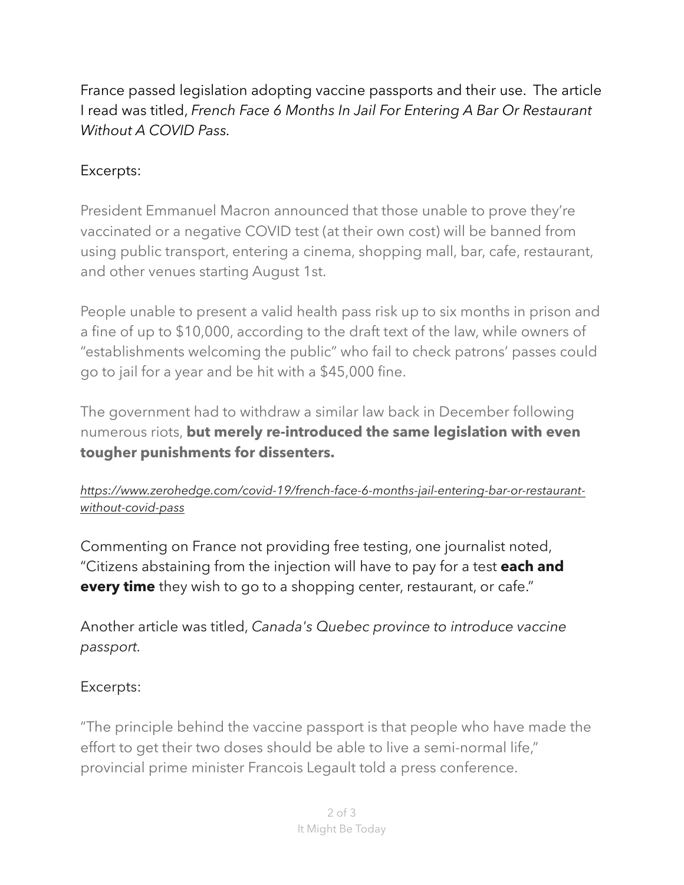France passed legislation adopting vaccine passports and their use. The article I read was titled, *French Face 6 Months In Jail For Entering A Bar Or Restaurant Without A COVID Pass*.

Excerpts:

President Emmanuel Macron announced that those unable to prove they're vaccinated or a negative COVID test (at their own cost) will be banned from using public transport, entering a cinema, shopping mall, bar, cafe, restaurant, and other venues starting August 1st.

People unable to present a valid health pass risk up to six months in prison and a fine of up to $10,000, according to the draft text of the law, while owners of "establishments welcoming the public" who fail to check patrons' passes could go to jail for a year and be hit with a $45,000 fine.

The government had to withdraw a similar law back in December following numerous riots, **but merely re-introduced the same legislation with even tougher punishments for dissenters.**

*https://www.zerohedge.com/covid-19/french-face-6-months-jail-entering-bar-or-restaurant-without-covid-pass*

Commenting on France not providing free testing, one journalist noted, "Citizens abstaining from the injection will have to pay for a test **each and every time** they wish to go to a shopping center, restaurant, or cafe."

Another article was titled, *Canada's Quebec province to introduce vaccine passport*.

Excerpts:

"The principle behind the vaccine passport is that people who have made the effort to get their two doses should be able to live a semi-normal life," provincial prime minister Francois Legault told a press conference.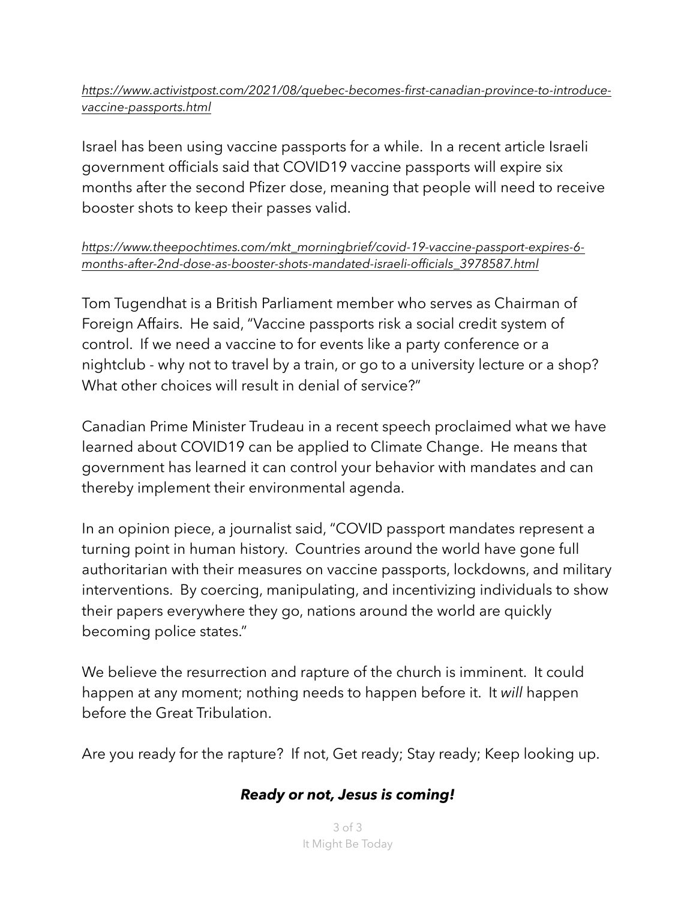*https://www.activistpost.com/2021/08/quebec-becomes-first-canadian-province-to-introduce-vaccine-passports.html*

Israel has been using vaccine passports for a while. In a recent article Israeli government officials said that COVID19 vaccine passports will expire six months after the second Pfizer dose, meaning that people will need to receive booster shots to keep their passes valid.

*https://www.theepochtimes.com/mkt_morningbrief/covid-19-vaccine-passport-expires-6-months-after-2nd-dose-as-booster-shots-mandated-israeli-officials_3978587.html*

Tom Tugendhat is a British Parliament member who serves as Chairman of Foreign Affairs. He said, "Vaccine passports risk a social credit system of control. If we need a vaccine to for events like a party conference or a nightclub - why not to travel by a train, or go to a university lecture or a shop? What other choices will result in denial of service?"

Canadian Prime Minister Trudeau in a recent speech proclaimed what we have learned about COVID19 can be applied to Climate Change. He means that government has learned it can control your behavior with mandates and can thereby implement their environmental agenda.

In an opinion piece, a journalist said, "COVID passport mandates represent a turning point in human history. Countries around the world have gone full authoritarian with their measures on vaccine passports, lockdowns, and military interventions. By coercing, manipulating, and incentivizing individuals to show their papers everywhere they go, nations around the world are quickly becoming police states."

We believe the resurrection and rapture of the church is imminent. It could happen at any moment; nothing needs to happen before it. It *will* happen before the Great Tribulation.

Are you ready for the rapture? If not, Get ready; Stay ready; Keep looking up.

***Ready or not, Jesus is coming!***